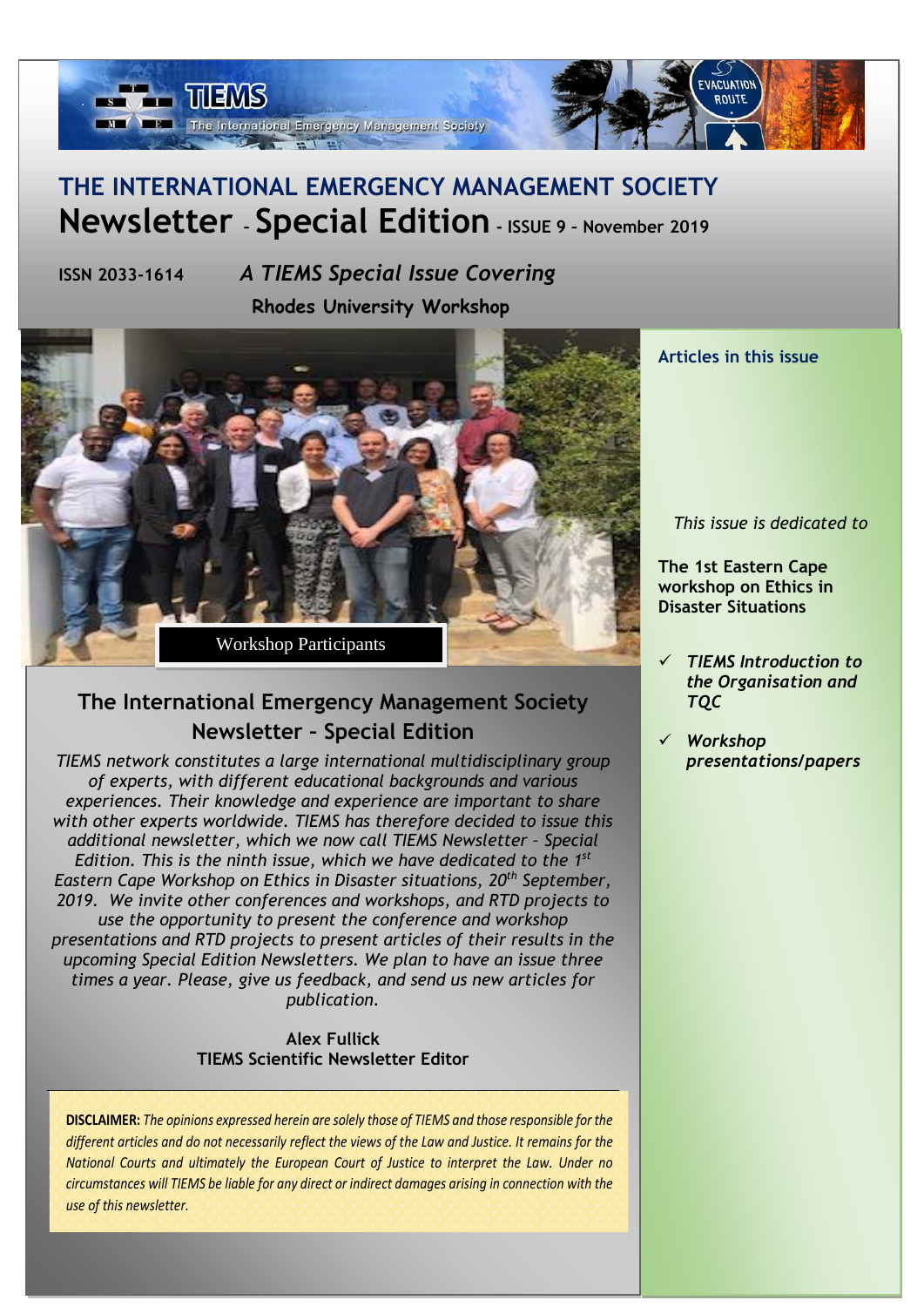# THE INTERNATIONAL EMERGENCY MANAGEMENT SOCIETY

# Newsletter – Special Edition – ISSUE 9 – November 2019

**ISSN 2033-1614** ***A TIEMS Special Issue Covering***

**Rhodes University Workshop**

Workshop Participants

## The International Emergency Management Society Newsletter – Special Edition

*TIEMS network constitutes a large international multidisciplinary group of experts, with different educational backgrounds and various experiences. Their knowledge and experience are important to share with other experts worldwide. TIEMS has therefore decided to issue this additional newsletter, which we now call TIEMS Newsletter – Special Edition. This is the ninth issue, which we have dedicated to the 1st Eastern Cape Workshop on Ethics in Disaster situations, 20th September, 2019. We invite other conferences and workshops, and RTD projects to use the opportunity to present the conference and workshop presentations and RTD projects to present articles of their results in the upcoming Special Edition Newsletters. We plan to have an issue three times a year. Please, give us feedback, and send us new articles for publication.*

**Alex Fullick**
**TIEMS Scientific Newsletter Editor**

**DISCLAIMER:** *The opinions expressed herein are solely those of TIEMS and those responsible for the different articles and do not necessarily reflect the views of the Law and Justice. It remains for the National Courts and ultimately the European Court of Justice to interpret the Law. Under no circumstances will TIEMS be liable for any direct or indirect damages arising in connection with the use of this newsletter.*

### Articles in this issue

*This issue is dedicated to*

**The 1st Eastern Cape workshop on Ethics in Disaster Situations**

- ✓ ***TIEMS Introduction to the Organisation and TQC***
- ✓ ***Workshop presentations/papers***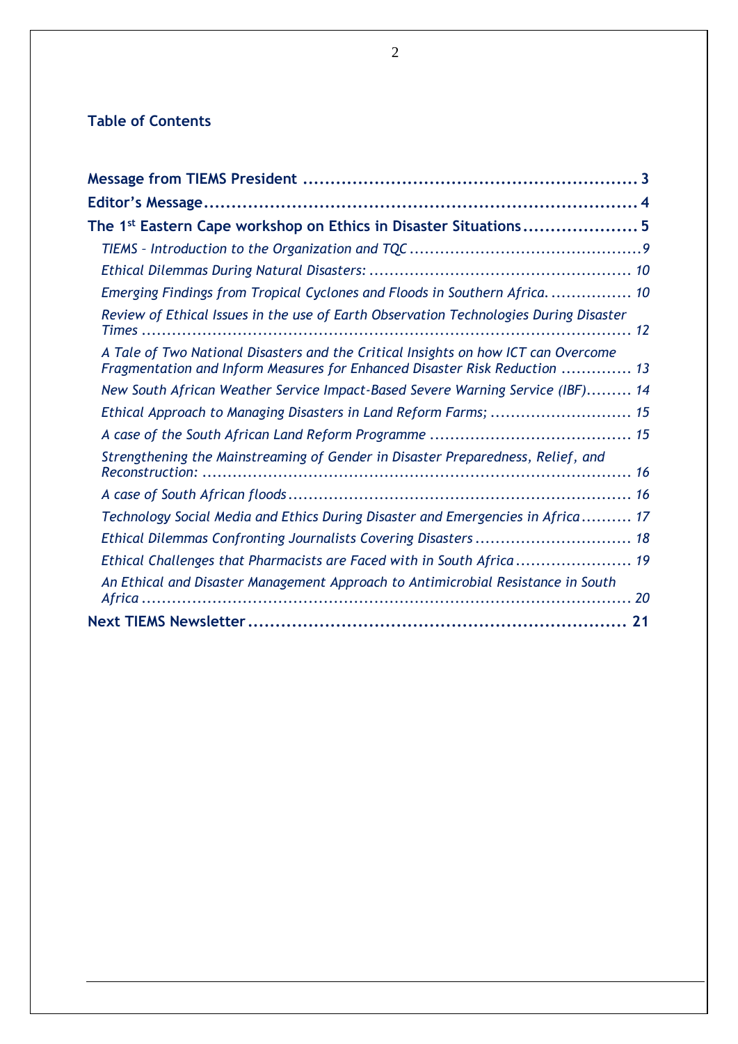## Table of Contents

**Message from TIEMS President ............................................................ 3**

**Editor's Message........................................................................... 4**

**The 1st Eastern Cape workshop on Ethics in Disaster Situations..................... 5**

*TIEMS – Introduction to the Organization and TQC ............................................9*

*Ethical Dilemmas During Natural Disasters: ................................................... 10*

*Emerging Findings from Tropical Cyclones and Floods in Southern Africa. ............... 10*

*Review of Ethical Issues in the use of Earth Observation Technologies During Disaster Times ................................................................................................ 12*

*A Tale of Two National Disasters and the Critical Insights on how ICT can Overcome Fragmentation and Inform Measures for Enhanced Disaster Risk Reduction .............. 13*

*New South African Weather Service Impact-Based Severe Warning Service (IBF)......... 14*

*Ethical Approach to Managing Disasters in Land Reform Farms; ............................ 15*

*A case of the South African Land Reform Programme ........................................ 15*

*Strengthening the Mainstreaming of Gender in Disaster Preparedness, Relief, and Reconstruction: .................................................................................... 16*

*A case of South African floods ................................................................... 16*

*Technology Social Media and Ethics During Disaster and Emergencies in Africa .......... 17*

*Ethical Dilemmas Confronting Journalists Covering Disasters ............................... 18*

*Ethical Challenges that Pharmacists are Faced with in South Africa ....................... 19*

*An Ethical and Disaster Management Approach to Antimicrobial Resistance in South Africa ................................................................................................ 20*

**Next TIEMS Newsletter ..................................................................... 21**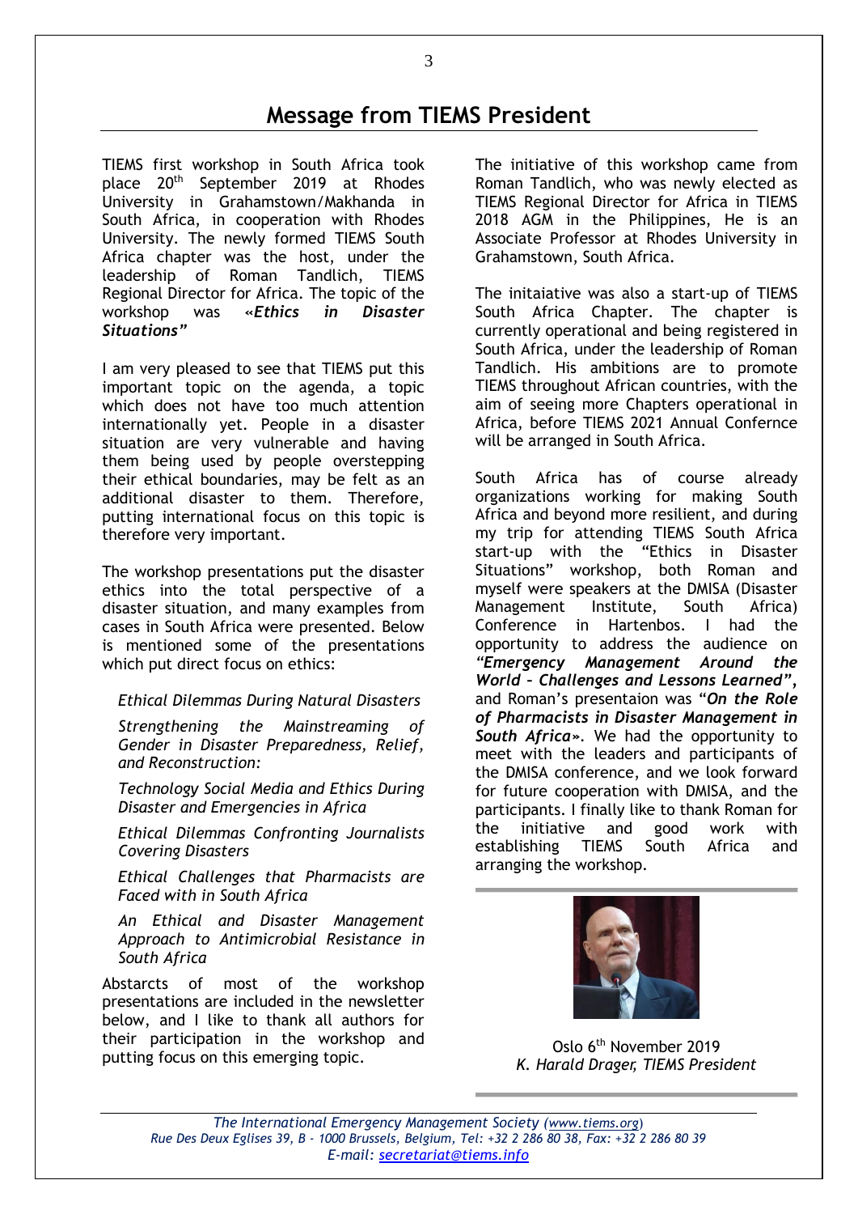# Message from TIEMS President

TIEMS first workshop in South Africa took place 20th September 2019 at Rhodes University in Grahamstown/Makhanda in South Africa, in cooperation with Rhodes University. The newly formed TIEMS South Africa chapter was the host, under the leadership of Roman Tandlich, TIEMS Regional Director for Africa. The topic of the workshop was ***«Ethics in Disaster Situations"***

I am very pleased to see that TIEMS put this important topic on the agenda, a topic which does not have too much attention internationally yet. People in a disaster situation are very vulnerable and having them being used by people overstepping their ethical boundaries, may be felt as an additional disaster to them. Therefore, putting international focus on this topic is therefore very important.

The workshop presentations put the disaster ethics into the total perspective of a disaster situation, and many examples from cases in South Africa were presented. Below is mentioned some of the presentations which put direct focus on ethics:

*Ethical Dilemmas During Natural Disasters*

*Strengthening the Mainstreaming of Gender in Disaster Preparedness, Relief, and Reconstruction:*

*Technology Social Media and Ethics During Disaster and Emergencies in Africa*

*Ethical Dilemmas Confronting Journalists Covering Disasters*

*Ethical Challenges that Pharmacists are Faced with in South Africa*

*An Ethical and Disaster Management Approach to Antimicrobial Resistance in South Africa*

Abstracts of most of the workshop presentations are included in the newsletter below, and I like to thank all authors for their participation in the workshop and putting focus on this emerging topic.

The initiative of this workshop came from Roman Tandlich, who was newly elected as TIEMS Regional Director for Africa in TIEMS 2018 AGM in the Philippines, He is an Associate Professor at Rhodes University in Grahamstown, South Africa.

The initaiative was also a start-up of TIEMS South Africa Chapter. The chapter is currently operational and being registered in South Africa, under the leadership of Roman Tandlich. His ambitions are to promote TIEMS throughout African countries, with the aim of seeing more Chapters operational in Africa, before TIEMS 2021 Annual Confernce will be arranged in South Africa.

South Africa has of course already organizations working for making South Africa and beyond more resilient, and during my trip for attending TIEMS South Africa start-up with the "Ethics in Disaster Situations" workshop, both Roman and myself were speakers at the DMISA (Disaster Management Institute, South Africa) Conference in Hartenbos. I had the opportunity to address the audience on ***"Emergency Management Around the World – Challenges and Lessons Learned"***, and Roman's presentaion was "***On the Role of Pharmacists in Disaster Management in South Africa»***. We had the opportunity to meet with the leaders and participants of the DMISA conference, and we look forward for future cooperation with DMISA, and the participants. I finally like to thank Roman for the initiative and good work with establishing TIEMS South Africa and arranging the workshop.

Oslo 6th November 2019
*K. Harald Drager, TIEMS President*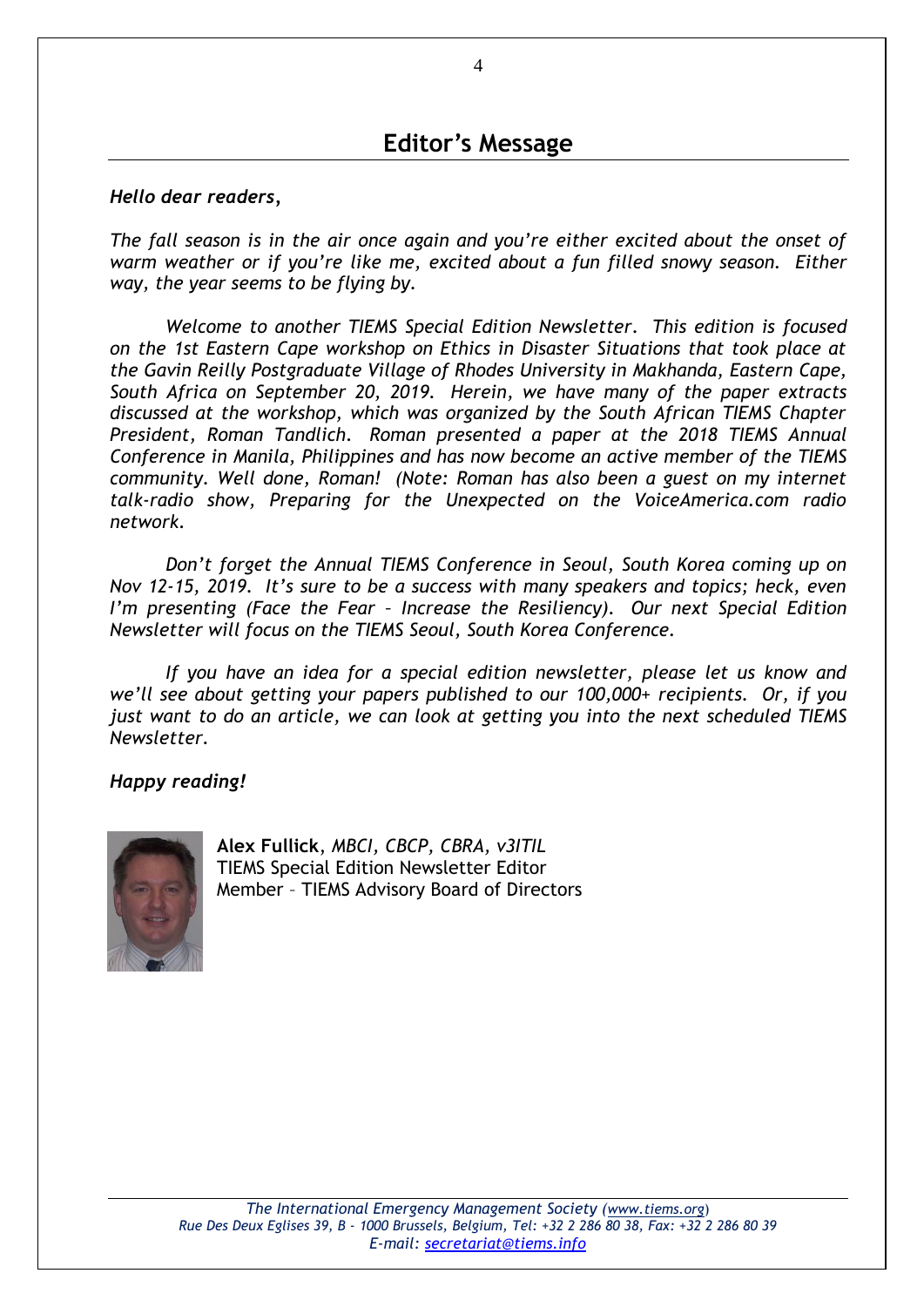## Editor's Message

***Hello dear readers,***

*The fall season is in the air once again and you're either excited about the onset of warm weather or if you're like me, excited about a fun filled snowy season. Either way, the year seems to be flying by.*

*Welcome to another TIEMS Special Edition Newsletter. This edition is focused on the 1st Eastern Cape workshop on Ethics in Disaster Situations that took place at the Gavin Reilly Postgraduate Village of Rhodes University in Makhanda, Eastern Cape, South Africa on September 20, 2019. Herein, we have many of the paper extracts discussed at the workshop, which was organized by the South African TIEMS Chapter President, Roman Tandlich. Roman presented a paper at the 2018 TIEMS Annual Conference in Manila, Philippines and has now become an active member of the TIEMS community. Well done, Roman! (Note: Roman has also been a guest on my internet talk-radio show, Preparing for the Unexpected on the VoiceAmerica.com radio network.*

*Don't forget the Annual TIEMS Conference in Seoul, South Korea coming up on Nov 12-15, 2019. It's sure to be a success with many speakers and topics; heck, even I'm presenting (Face the Fear – Increase the Resiliency). Our next Special Edition Newsletter will focus on the TIEMS Seoul, South Korea Conference.*

*If you have an idea for a special edition newsletter, please let us know and we'll see about getting your papers published to our 100,000+ recipients. Or, if you just want to do an article, we can look at getting you into the next scheduled TIEMS Newsletter.*

***Happy reading!***

**Alex Fullick**, *MBCI, CBCP, CBRA, v3ITIL*
TIEMS Special Edition Newsletter Editor
Member – TIEMS Advisory Board of Directors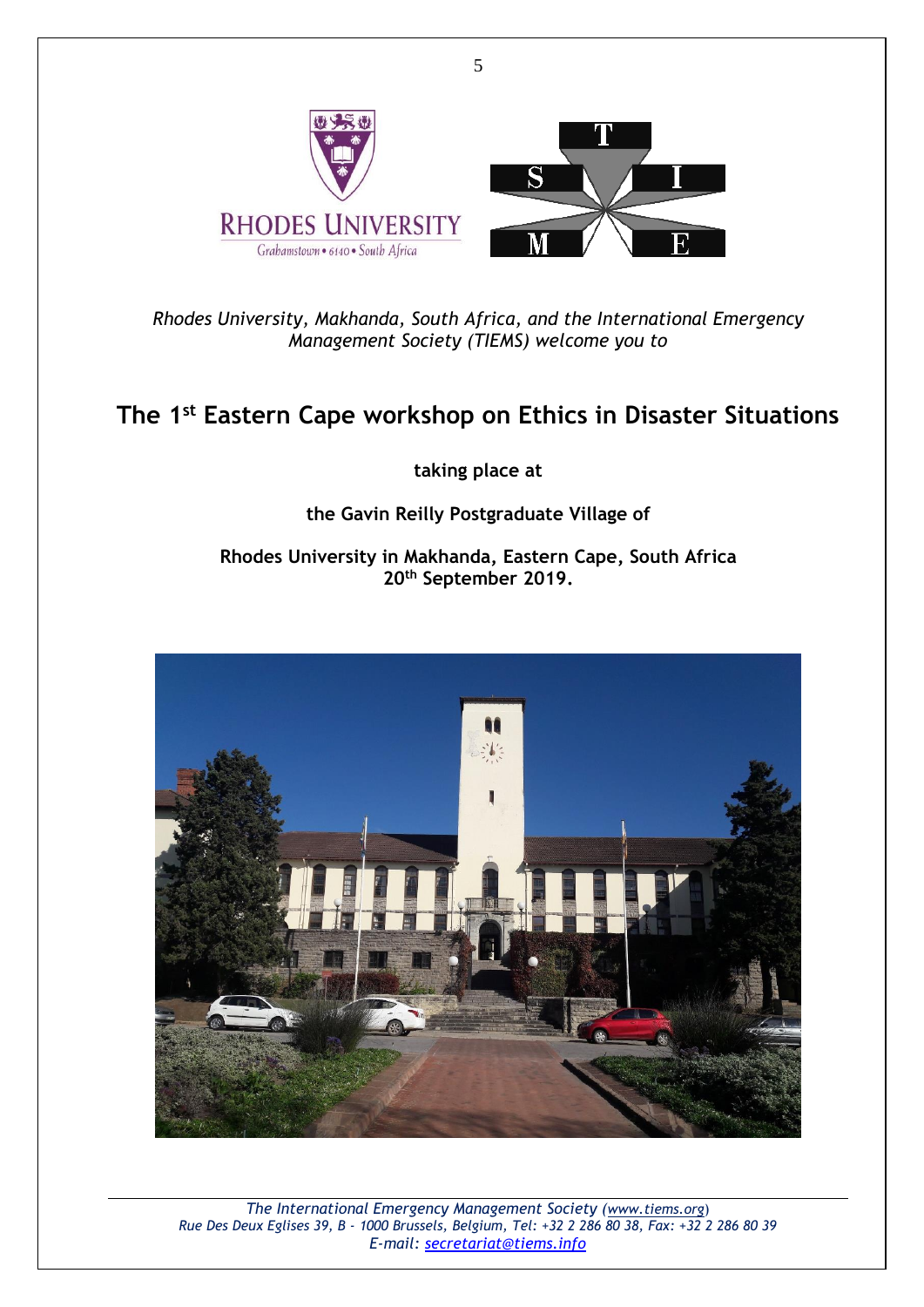*Rhodes University, Makhanda, South Africa, and the International Emergency Management Society (TIEMS) welcome you to*

# The 1st Eastern Cape workshop on Ethics in Disaster Situations

**taking place at**

**the Gavin Reilly Postgraduate Village of**

**Rhodes University in Makhanda, Eastern Cape, South Africa**
**20th September 2019.**

*The International Emergency Management Society (www.tiems.org)*
*Rue Des Deux Eglises 39, B - 1000 Brussels, Belgium, Tel: +32 2 286 80 38, Fax: +32 2 286 80 39*
*E-mail: secretariat@tiems.info*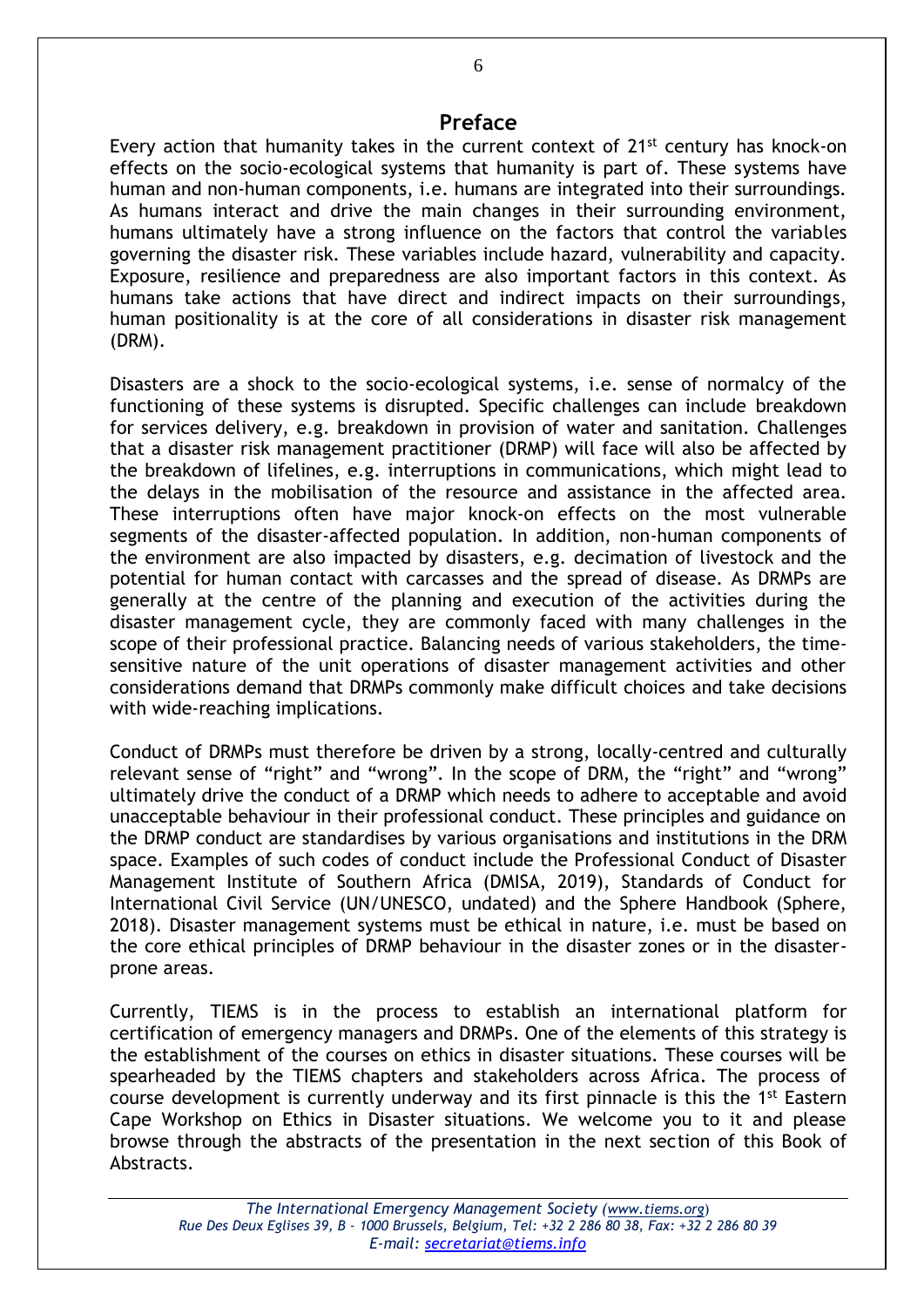## Preface

Every action that humanity takes in the current context of 21st century has knock-on effects on the socio-ecological systems that humanity is part of. These systems have human and non-human components, i.e. humans are integrated into their surroundings. As humans interact and drive the main changes in their surrounding environment, humans ultimately have a strong influence on the factors that control the variables governing the disaster risk. These variables include hazard, vulnerability and capacity. Exposure, resilience and preparedness are also important factors in this context. As humans take actions that have direct and indirect impacts on their surroundings, human positionality is at the core of all considerations in disaster risk management (DRM).

Disasters are a shock to the socio-ecological systems, i.e. sense of normalcy of the functioning of these systems is disrupted. Specific challenges can include breakdown for services delivery, e.g. breakdown in provision of water and sanitation. Challenges that a disaster risk management practitioner (DRMP) will face will also be affected by the breakdown of lifelines, e.g. interruptions in communications, which might lead to the delays in the mobilisation of the resource and assistance in the affected area. These interruptions often have major knock-on effects on the most vulnerable segments of the disaster-affected population. In addition, non-human components of the environment are also impacted by disasters, e.g. decimation of livestock and the potential for human contact with carcasses and the spread of disease. As DRMPs are generally at the centre of the planning and execution of the activities during the disaster management cycle, they are commonly faced with many challenges in the scope of their professional practice. Balancing needs of various stakeholders, the time-sensitive nature of the unit operations of disaster management activities and other considerations demand that DRMPs commonly make difficult choices and take decisions with wide-reaching implications.

Conduct of DRMPs must therefore be driven by a strong, locally-centred and culturally relevant sense of "right" and "wrong". In the scope of DRM, the "right" and "wrong" ultimately drive the conduct of a DRMP which needs to adhere to acceptable and avoid unacceptable behaviour in their professional conduct. These principles and guidance on the DRMP conduct are standardises by various organisations and institutions in the DRM space. Examples of such codes of conduct include the Professional Conduct of Disaster Management Institute of Southern Africa (DMISA, 2019), Standards of Conduct for International Civil Service (UN/UNESCO, undated) and the Sphere Handbook (Sphere, 2018). Disaster management systems must be ethical in nature, i.e. must be based on the core ethical principles of DRMP behaviour in the disaster zones or in the disaster-prone areas.

Currently, TIEMS is in the process to establish an international platform for certification of emergency managers and DRMPs. One of the elements of this strategy is the establishment of the courses on ethics in disaster situations. These courses will be spearheaded by the TIEMS chapters and stakeholders across Africa. The process of course development is currently underway and its first pinnacle is this the 1st Eastern Cape Workshop on Ethics in Disaster situations. We welcome you to it and please browse through the abstracts of the presentation in the next section of this Book of Abstracts.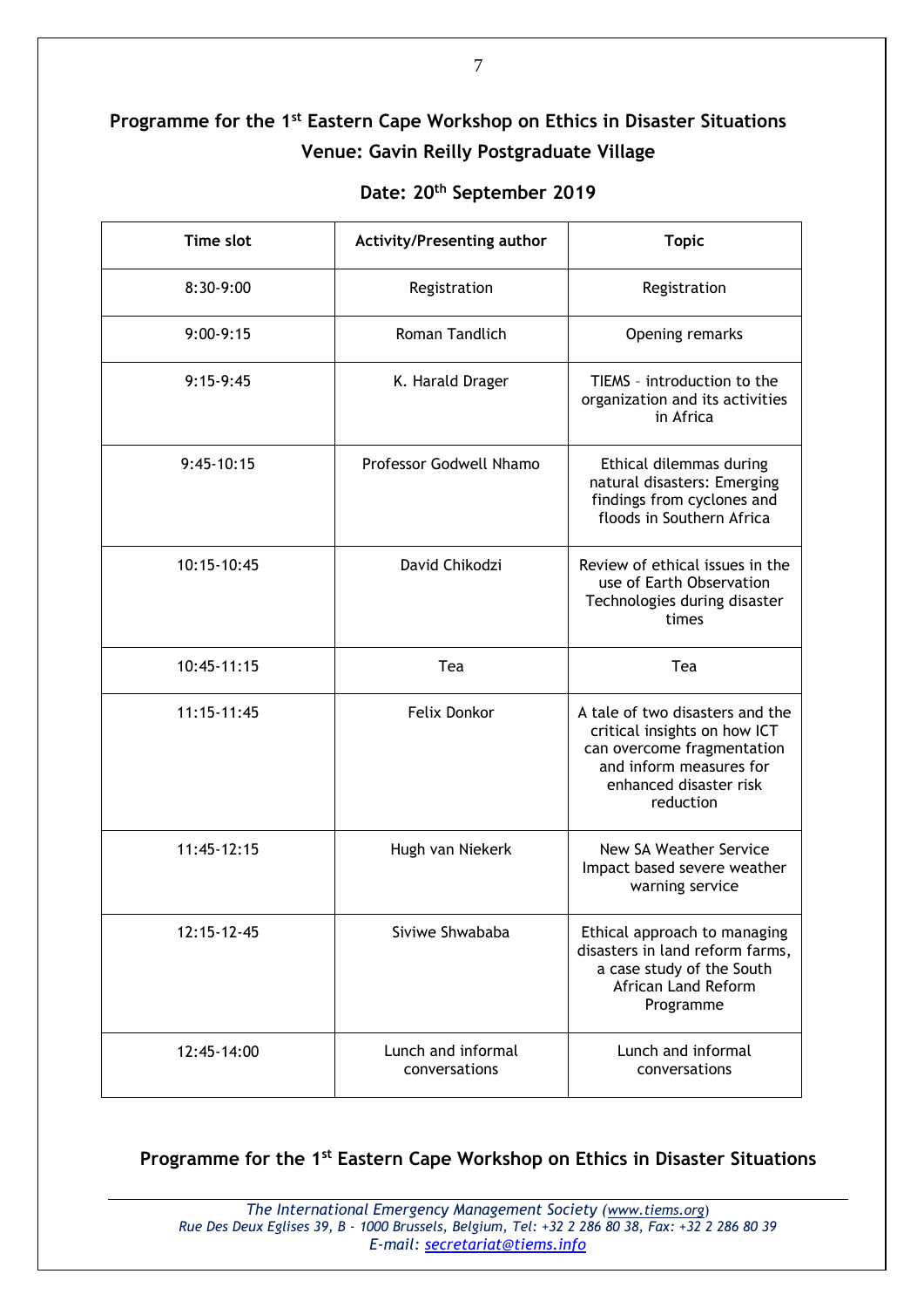## Programme for the 1st Eastern Cape Workshop on Ethics in Disaster Situations

## Venue: Gavin Reilly Postgraduate Village

### Date: 20th September 2019

| Time slot | Activity/Presenting author | Topic |
|---|---|---|
| 8:30-9:00 | Registration | Registration |
| 9:00-9:15 | Roman Tandlich | Opening remarks |
| 9:15-9:45 | K. Harald Drager | TIEMS – introduction to the organization and its activities in Africa |
| 9:45-10:15 | Professor Godwell Nhamo | Ethical dilemmas during natural disasters: Emerging findings from cyclones and floods in Southern Africa |
| 10:15-10:45 | David Chikodzi | Review of ethical issues in the use of Earth Observation Technologies during disaster times |
| 10:45-11:15 | Tea | Tea |
| 11:15-11:45 | Felix Donkor | A tale of two disasters and the critical insights on how ICT can overcome fragmentation and inform measures for enhanced disaster risk reduction |
| 11:45-12:15 | Hugh van Niekerk | New SA Weather Service Impact based severe weather warning service |
| 12:15-12-45 | Siviwe Shwababa | Ethical approach to managing disasters in land reform farms, a case study of the South African Land Reform Programme |
| 12:45-14:00 | Lunch and informal conversations | Lunch and informal conversations |

## Programme for the 1st Eastern Cape Workshop on Ethics in Disaster Situations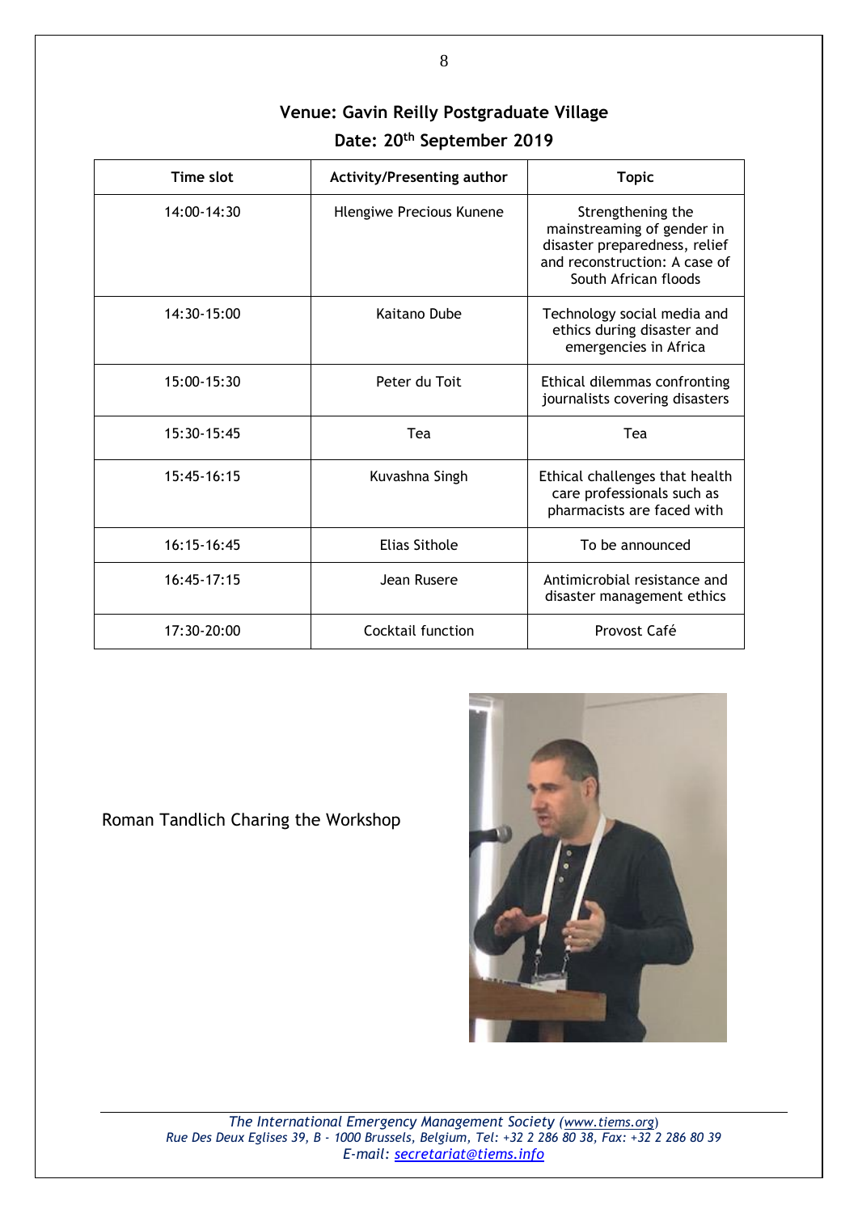**Venue: Gavin Reilly Postgraduate Village**

**Date: 20th September 2019**

| Time slot | Activity/Presenting author | Topic |
|---|---|---|
| 14:00-14:30 | Hlengiwe Precious Kunene | Strengthening the mainstreaming of gender in disaster preparedness, relief and reconstruction: A case of South African floods |
| 14:30-15:00 | Kaitano Dube | Technology social media and ethics during disaster and emergencies in Africa |
| 15:00-15:30 | Peter du Toit | Ethical dilemmas confronting journalists covering disasters |
| 15:30-15:45 | Tea | Tea |
| 15:45-16:15 | Kuvashna Singh | Ethical challenges that health care professionals such as pharmacists are faced with |
| 16:15-16:45 | Elias Sithole | To be announced |
| 16:45-17:15 | Jean Rusere | Antimicrobial resistance and disaster management ethics |
| 17:30-20:00 | Cocktail function | Provost Café |

Roman Tandlich Charing the Workshop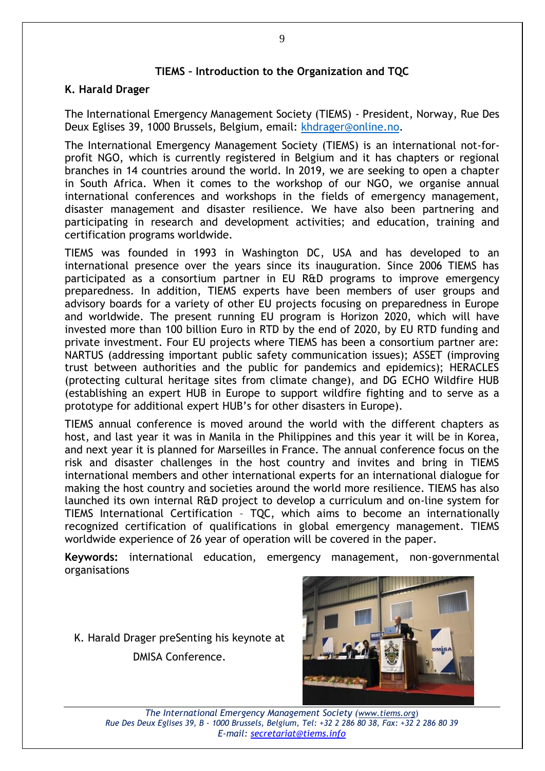## TIEMS – Introduction to the Organization and TQC

**K. Harald Drager**

The International Emergency Management Society (TIEMS) - President, Norway, Rue Des Deux Eglises 39, 1000 Brussels, Belgium, email: khdrager@online.no.

The International Emergency Management Society (TIEMS) is an international not-for-profit NGO, which is currently registered in Belgium and it has chapters or regional branches in 14 countries around the world. In 2019, we are seeking to open a chapter in South Africa. When it comes to the workshop of our NGO, we organise annual international conferences and workshops in the fields of emergency management, disaster management and disaster resilience. We have also been partnering and participating in research and development activities; and education, training and certification programs worldwide.

TIEMS was founded in 1993 in Washington DC, USA and has developed to an international presence over the years since its inauguration. Since 2006 TIEMS has participated as a consortium partner in EU R&D programs to improve emergency preparedness. In addition, TIEMS experts have been members of user groups and advisory boards for a variety of other EU projects focusing on preparedness in Europe and worldwide. The present running EU program is Horizon 2020, which will have invested more than 100 billion Euro in RTD by the end of 2020, by EU RTD funding and private investment. Four EU projects where TIEMS has been a consortium partner are: NARTUS (addressing important public safety communication issues); ASSET (improving trust between authorities and the public for pandemics and epidemics); HERACLES (protecting cultural heritage sites from climate change), and DG ECHO Wildfire HUB (establishing an expert HUB in Europe to support wildfire fighting and to serve as a prototype for additional expert HUB's for other disasters in Europe).

TIEMS annual conference is moved around the world with the different chapters as host, and last year it was in Manila in the Philippines and this year it will be in Korea, and next year it is planned for Marseilles in France. The annual conference focus on the risk and disaster challenges in the host country and invites and bring in TIEMS international members and other international experts for an international dialogue for making the host country and societies around the world more resilience. TIEMS has also launched its own internal R&D project to develop a curriculum and on-line system for TIEMS International Certification – TQC, which aims to become an internationally recognized certification of qualifications in global emergency management. TIEMS worldwide experience of 26 year of operation will be covered in the paper.

**Keywords:** international education, emergency management, non-governmental organisations

K. Harald Drager preSenting his keynote at DMISA Conference.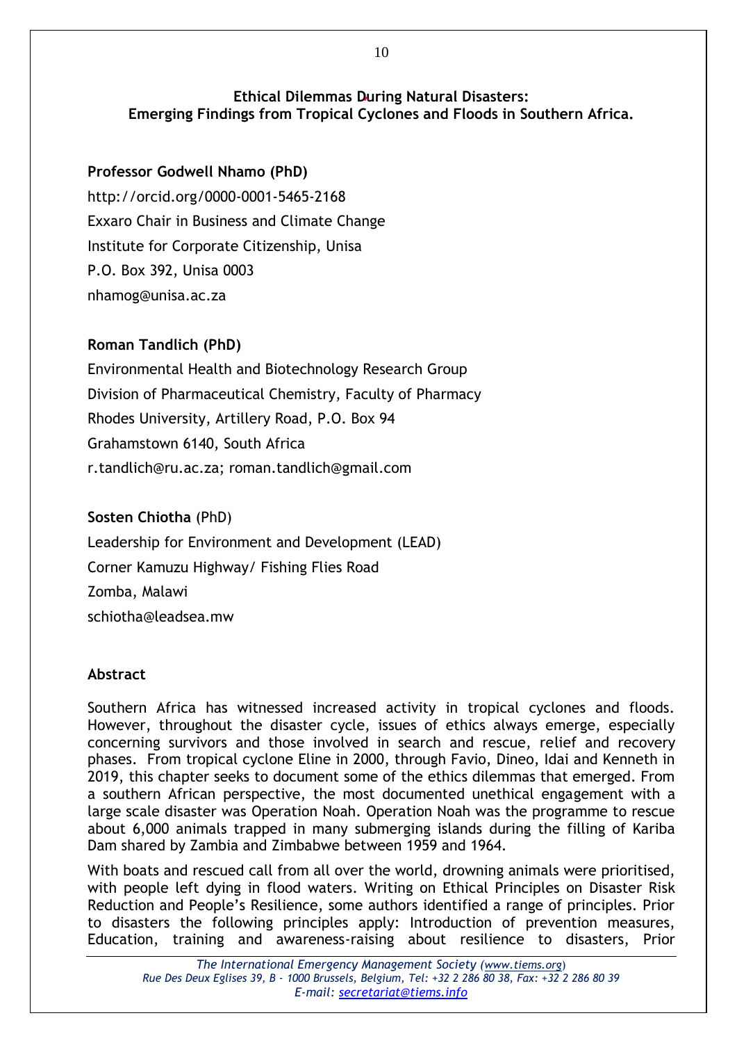## Ethical Dilemmas During Natural Disasters: Emerging Findings from Tropical Cyclones and Floods in Southern Africa.

**Professor Godwell Nhamo (PhD)**
http://orcid.org/0000-0001-5465-2168
Exxaro Chair in Business and Climate Change
Institute for Corporate Citizenship, Unisa
P.O. Box 392, Unisa 0003
nhamog@unisa.ac.za

**Roman Tandlich (PhD)**
Environmental Health and Biotechnology Research Group
Division of Pharmaceutical Chemistry, Faculty of Pharmacy
Rhodes University, Artillery Road, P.O. Box 94
Grahamstown 6140, South Africa
r.tandlich@ru.ac.za; roman.tandlich@gmail.com

**Sosten Chiotha** (PhD)
Leadership for Environment and Development (LEAD)
Corner Kamuzu Highway/ Fishing Flies Road
Zomba, Malawi
schiotha@leadsea.mw

### Abstract

Southern Africa has witnessed increased activity in tropical cyclones and floods. However, throughout the disaster cycle, issues of ethics always emerge, especially concerning survivors and those involved in search and rescue, relief and recovery phases. From tropical cyclone Eline in 2000, through Favio, Dineo, Idai and Kenneth in 2019, this chapter seeks to document some of the ethics dilemmas that emerged. From a southern African perspective, the most documented unethical engagement with a large scale disaster was Operation Noah. Operation Noah was the programme to rescue about 6,000 animals trapped in many submerging islands during the filling of Kariba Dam shared by Zambia and Zimbabwe between 1959 and 1964.

With boats and rescued call from all over the world, drowning animals were prioritised, with people left dying in flood waters. Writing on Ethical Principles on Disaster Risk Reduction and People's Resilience, some authors identified a range of principles. Prior to disasters the following principles apply: Introduction of prevention measures, Education, training and awareness-raising about resilience to disasters, Prior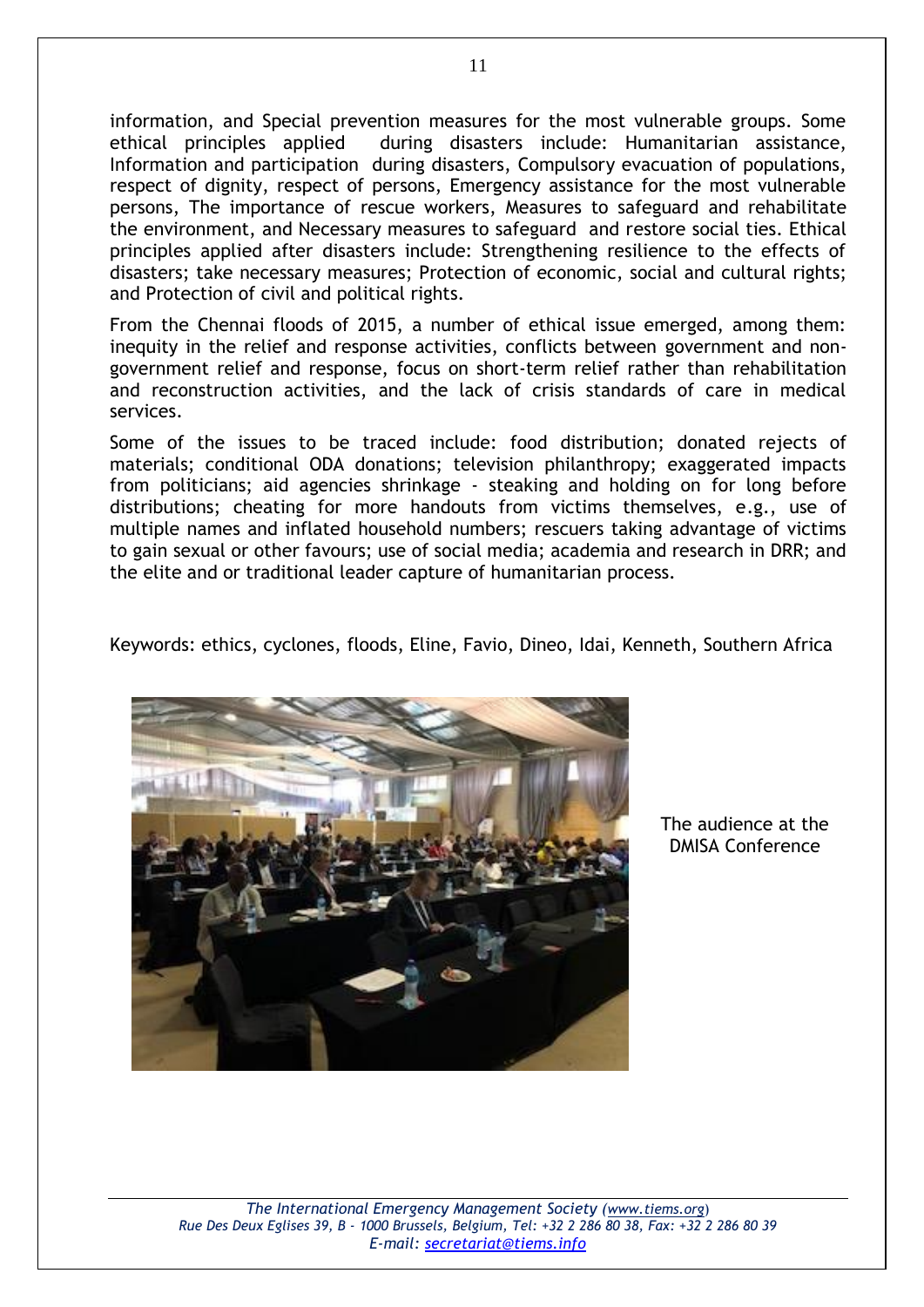information, and Special prevention measures for the most vulnerable groups. Some ethical principles applied during disasters include: Humanitarian assistance, Information and participation during disasters, Compulsory evacuation of populations, respect of dignity, respect of persons, Emergency assistance for the most vulnerable persons, The importance of rescue workers, Measures to safeguard and rehabilitate the environment, and Necessary measures to safeguard and restore social ties. Ethical principles applied after disasters include: Strengthening resilience to the effects of disasters; take necessary measures; Protection of economic, social and cultural rights; and Protection of civil and political rights.

From the Chennai floods of 2015, a number of ethical issue emerged, among them: inequity in the relief and response activities, conflicts between government and non-government relief and response, focus on short-term relief rather than rehabilitation and reconstruction activities, and the lack of crisis standards of care in medical services.

Some of the issues to be traced include: food distribution; donated rejects of materials; conditional ODA donations; television philanthropy; exaggerated impacts from politicians; aid agencies shrinkage - steaking and holding on for long before distributions; cheating for more handouts from victims themselves, e.g., use of multiple names and inflated household numbers; rescuers taking advantage of victims to gain sexual or other favours; use of social media; academia and research in DRR; and the elite and or traditional leader capture of humanitarian process.

Keywords: ethics, cyclones, floods, Eline, Favio, Dineo, Idai, Kenneth, Southern Africa

The audience at the DMISA Conference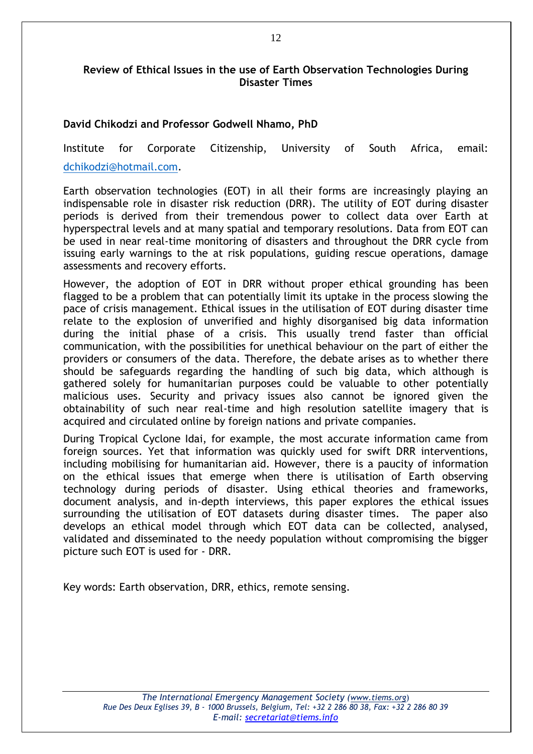## Review of Ethical Issues in the use of Earth Observation Technologies During Disaster Times

**David Chikodzi and Professor Godwell Nhamo, PhD**

Institute for Corporate Citizenship, University of South Africa, email: dchikodzi@hotmail.com.

Earth observation technologies (EOT) in all their forms are increasingly playing an indispensable role in disaster risk reduction (DRR). The utility of EOT during disaster periods is derived from their tremendous power to collect data over Earth at hyperspectral levels and at many spatial and temporary resolutions. Data from EOT can be used in near real-time monitoring of disasters and throughout the DRR cycle from issuing early warnings to the at risk populations, guiding rescue operations, damage assessments and recovery efforts.

However, the adoption of EOT in DRR without proper ethical grounding has been flagged to be a problem that can potentially limit its uptake in the process slowing the pace of crisis management. Ethical issues in the utilisation of EOT during disaster time relate to the explosion of unverified and highly disorganised big data information during the initial phase of a crisis. This usually trend faster than official communication, with the possibilities for unethical behaviour on the part of either the providers or consumers of the data. Therefore, the debate arises as to whether there should be safeguards regarding the handling of such big data, which although is gathered solely for humanitarian purposes could be valuable to other potentially malicious uses. Security and privacy issues also cannot be ignored given the obtainability of such near real-time and high resolution satellite imagery that is acquired and circulated online by foreign nations and private companies.

During Tropical Cyclone Idai, for example, the most accurate information came from foreign sources. Yet that information was quickly used for swift DRR interventions, including mobilising for humanitarian aid. However, there is a paucity of information on the ethical issues that emerge when there is utilisation of Earth observing technology during periods of disaster. Using ethical theories and frameworks, document analysis, and in-depth interviews, this paper explores the ethical issues surrounding the utilisation of EOT datasets during disaster times. The paper also develops an ethical model through which EOT data can be collected, analysed, validated and disseminated to the needy population without compromising the bigger picture such EOT is used for - DRR.

Key words: Earth observation, DRR, ethics, remote sensing.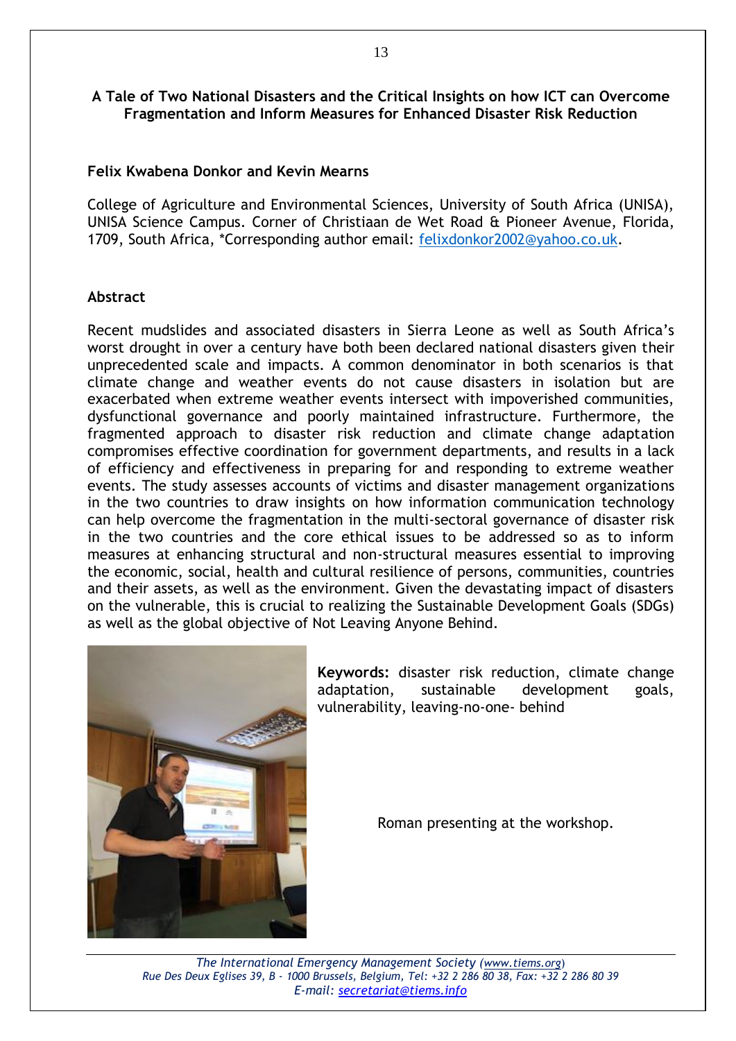## A Tale of Two National Disasters and the Critical Insights on how ICT can Overcome Fragmentation and Inform Measures for Enhanced Disaster Risk Reduction

**Felix Kwabena Donkor and Kevin Mearns**

College of Agriculture and Environmental Sciences, University of South Africa (UNISA), UNISA Science Campus. Corner of Christiaan de Wet Road & Pioneer Avenue, Florida, 1709, South Africa, *Corresponding author email: felixdonkor2002@yahoo.co.uk.

### Abstract

Recent mudslides and associated disasters in Sierra Leone as well as South Africa's worst drought in over a century have both been declared national disasters given their unprecedented scale and impacts. A common denominator in both scenarios is that climate change and weather events do not cause disasters in isolation but are exacerbated when extreme weather events intersect with impoverished communities, dysfunctional governance and poorly maintained infrastructure. Furthermore, the fragmented approach to disaster risk reduction and climate change adaptation compromises effective coordination for government departments, and results in a lack of efficiency and effectiveness in preparing for and responding to extreme weather events. The study assesses accounts of victims and disaster management organizations in the two countries to draw insights on how information communication technology can help overcome the fragmentation in the multi-sectoral governance of disaster risk in the two countries and the core ethical issues to be addressed so as to inform measures at enhancing structural and non-structural measures essential to improving the economic, social, health and cultural resilience of persons, communities, countries and their assets, as well as the environment. Given the devastating impact of disasters on the vulnerable, this is crucial to realizing the Sustainable Development Goals (SDGs) as well as the global objective of Not Leaving Anyone Behind.

**Keywords:** disaster risk reduction, climate change adaptation, sustainable development goals, vulnerability, leaving-no-one- behind

Roman presenting at the workshop.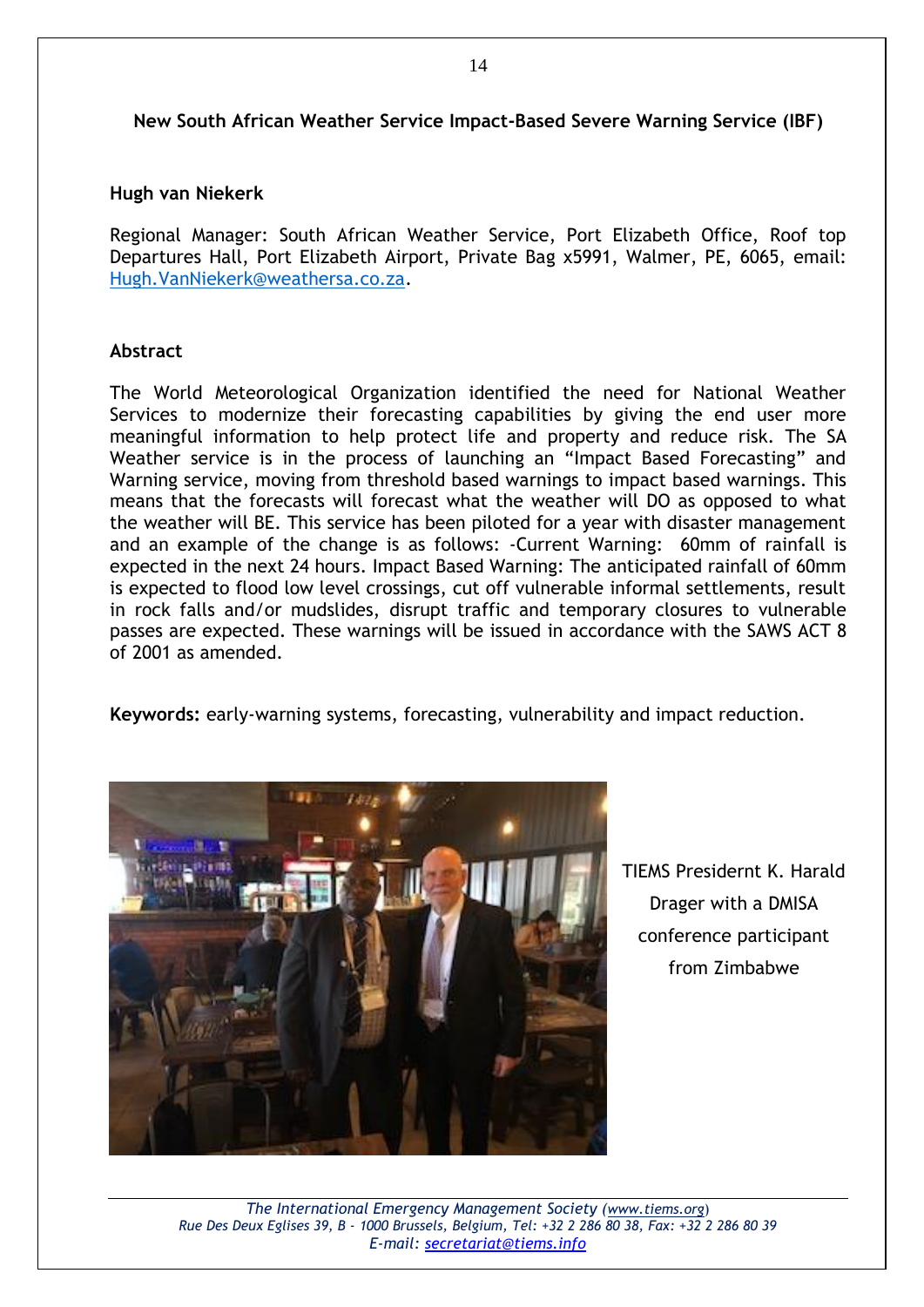**New South African Weather Service Impact-Based Severe Warning Service (IBF)**

**Hugh van Niekerk**

Regional Manager: South African Weather Service, Port Elizabeth Office, Roof top Departures Hall, Port Elizabeth Airport, Private Bag x5991, Walmer, PE, 6065, email: Hugh.VanNiekerk@weathersa.co.za.

**Abstract**

The World Meteorological Organization identified the need for National Weather Services to modernize their forecasting capabilities by giving the end user more meaningful information to help protect life and property and reduce risk. The SA Weather service is in the process of launching an "Impact Based Forecasting" and Warning service, moving from threshold based warnings to impact based warnings. This means that the forecasts will forecast what the weather will DO as opposed to what the weather will BE. This service has been piloted for a year with disaster management and an example of the change is as follows: -Current Warning: 60mm of rainfall is expected in the next 24 hours. Impact Based Warning: The anticipated rainfall of 60mm is expected to flood low level crossings, cut off vulnerable informal settlements, result in rock falls and/or mudslides, disrupt traffic and temporary closures to vulnerable passes are expected. These warnings will be issued in accordance with the SAWS ACT 8 of 2001 as amended.

**Keywords:** early-warning systems, forecasting, vulnerability and impact reduction.

TIEMS Presidernt K. Harald Drager with a DMISA conference participant from Zimbabwe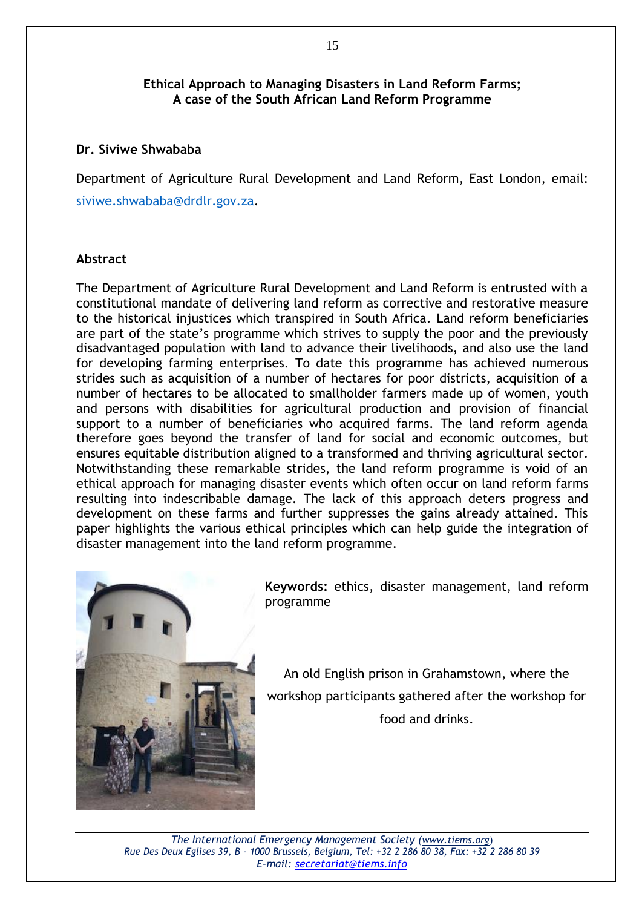## Ethical Approach to Managing Disasters in Land Reform Farms; A case of the South African Land Reform Programme

**Dr. Siviwe Shwababa**

Department of Agriculture Rural Development and Land Reform, East London, email: siviwe.shwababa@drdlr.gov.za.

### Abstract

The Department of Agriculture Rural Development and Land Reform is entrusted with a constitutional mandate of delivering land reform as corrective and restorative measure to the historical injustices which transpired in South Africa. Land reform beneficiaries are part of the state's programme which strives to supply the poor and the previously disadvantaged population with land to advance their livelihoods, and also use the land for developing farming enterprises. To date this programme has achieved numerous strides such as acquisition of a number of hectares for poor districts, acquisition of a number of hectares to be allocated to smallholder farmers made up of women, youth and persons with disabilities for agricultural production and provision of financial support to a number of beneficiaries who acquired farms. The land reform agenda therefore goes beyond the transfer of land for social and economic outcomes, but ensures equitable distribution aligned to a transformed and thriving agricultural sector. Notwithstanding these remarkable strides, the land reform programme is void of an ethical approach for managing disaster events which often occur on land reform farms resulting into indescribable damage. The lack of this approach deters progress and development on these farms and further suppresses the gains already attained. This paper highlights the various ethical principles which can help guide the integration of disaster management into the land reform programme.

**Keywords:** ethics, disaster management, land reform programme

An old English prison in Grahamstown, where the workshop participants gathered after the workshop for food and drinks.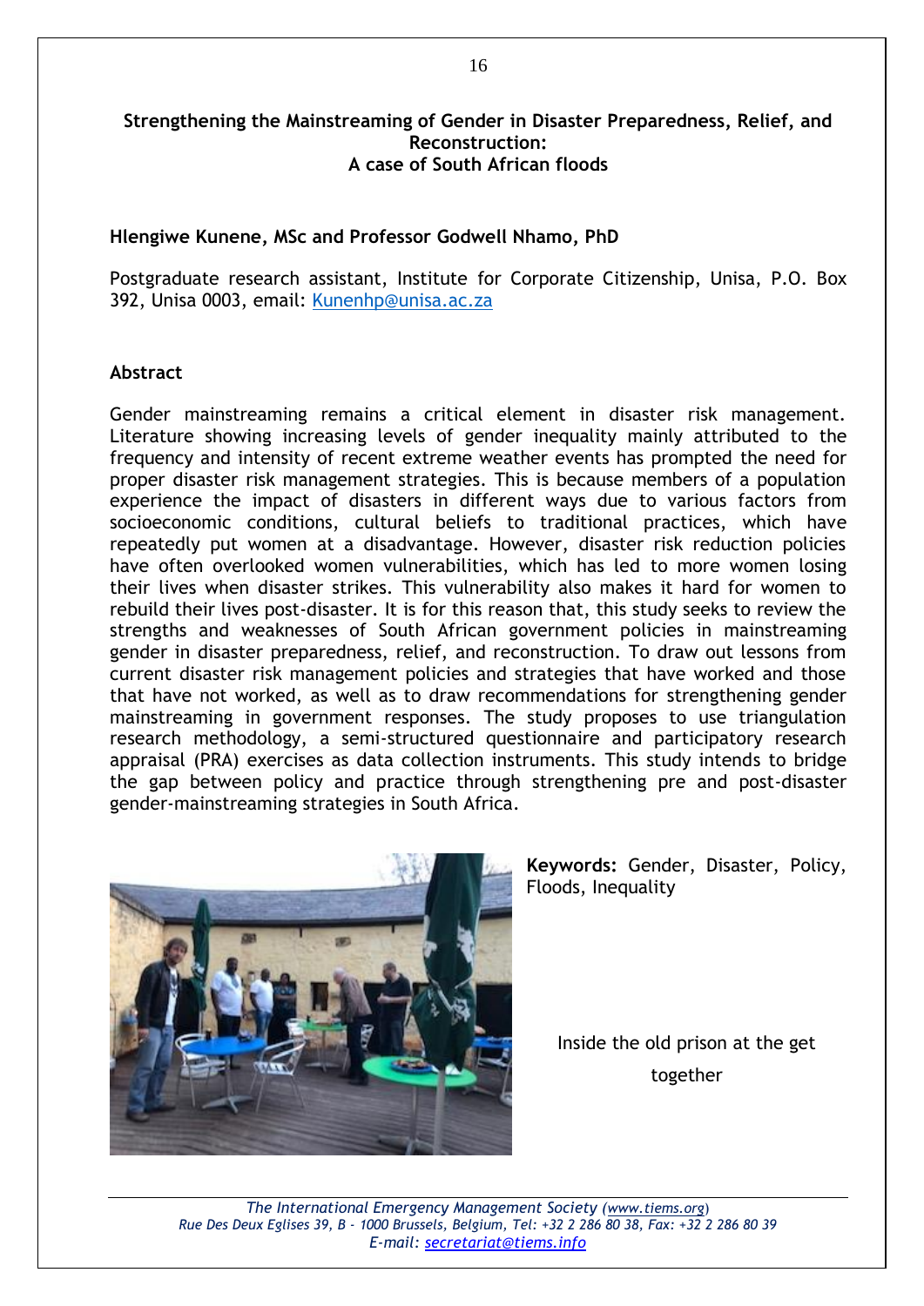## Strengthening the Mainstreaming of Gender in Disaster Preparedness, Relief, and Reconstruction: A case of South African floods

**Hlengiwe Kunene, MSc and Professor Godwell Nhamo, PhD**

Postgraduate research assistant, Institute for Corporate Citizenship, Unisa, P.O. Box 392, Unisa 0003, email: Kunenhp@unisa.ac.za

### Abstract

Gender mainstreaming remains a critical element in disaster risk management. Literature showing increasing levels of gender inequality mainly attributed to the frequency and intensity of recent extreme weather events has prompted the need for proper disaster risk management strategies. This is because members of a population experience the impact of disasters in different ways due to various factors from socioeconomic conditions, cultural beliefs to traditional practices, which have repeatedly put women at a disadvantage. However, disaster risk reduction policies have often overlooked women vulnerabilities, which has led to more women losing their lives when disaster strikes. This vulnerability also makes it hard for women to rebuild their lives post-disaster. It is for this reason that, this study seeks to review the strengths and weaknesses of South African government policies in mainstreaming gender in disaster preparedness, relief, and reconstruction. To draw out lessons from current disaster risk management policies and strategies that have worked and those that have not worked, as well as to draw recommendations for strengthening gender mainstreaming in government responses. The study proposes to use triangulation research methodology, a semi-structured questionnaire and participatory research appraisal (PRA) exercises as data collection instruments. This study intends to bridge the gap between policy and practice through strengthening pre and post-disaster gender-mainstreaming strategies in South Africa.

**Keywords:** Gender, Disaster, Policy, Floods, Inequality

Inside the old prison at the get together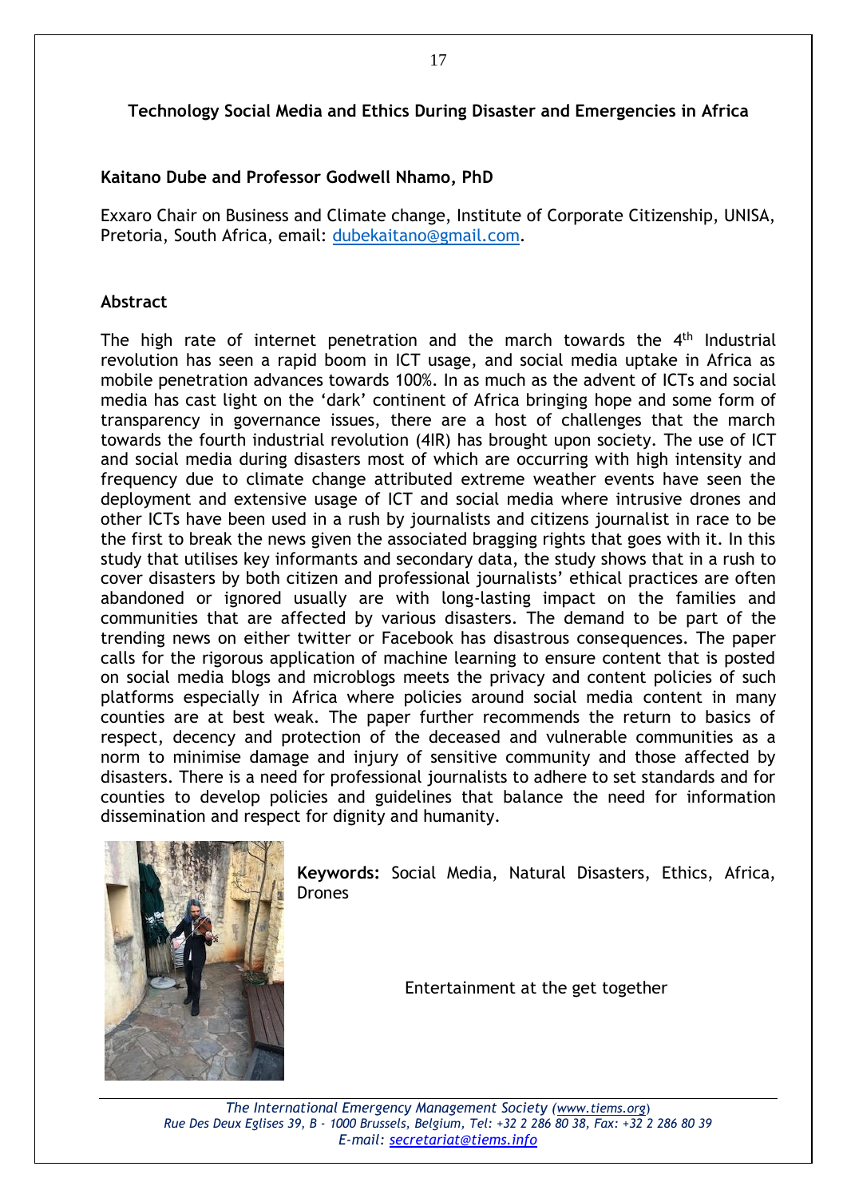# Technology Social Media and Ethics During Disaster and Emergencies in Africa

**Kaitano Dube and Professor Godwell Nhamo, PhD**

Exxaro Chair on Business and Climate change, Institute of Corporate Citizenship, UNISA, Pretoria, South Africa, email: dubekaitano@gmail.com.

## Abstract

The high rate of internet penetration and the march towards the 4th Industrial revolution has seen a rapid boom in ICT usage, and social media uptake in Africa as mobile penetration advances towards 100%. In as much as the advent of ICTs and social media has cast light on the 'dark' continent of Africa bringing hope and some form of transparency in governance issues, there are a host of challenges that the march towards the fourth industrial revolution (4IR) has brought upon society. The use of ICT and social media during disasters most of which are occurring with high intensity and frequency due to climate change attributed extreme weather events have seen the deployment and extensive usage of ICT and social media where intrusive drones and other ICTs have been used in a rush by journalists and citizens journalist in race to be the first to break the news given the associated bragging rights that goes with it. In this study that utilises key informants and secondary data, the study shows that in a rush to cover disasters by both citizen and professional journalists' ethical practices are often abandoned or ignored usually are with long-lasting impact on the families and communities that are affected by various disasters. The demand to be part of the trending news on either twitter or Facebook has disastrous consequences. The paper calls for the rigorous application of machine learning to ensure content that is posted on social media blogs and microblogs meets the privacy and content policies of such platforms especially in Africa where policies around social media content in many counties are at best weak. The paper further recommends the return to basics of respect, decency and protection of the deceased and vulnerable communities as a norm to minimise damage and injury of sensitive community and those affected by disasters. There is a need for professional journalists to adhere to set standards and for counties to develop policies and guidelines that balance the need for information dissemination and respect for dignity and humanity.

**Keywords:** Social Media, Natural Disasters, Ethics, Africa, Drones

Entertainment at the get together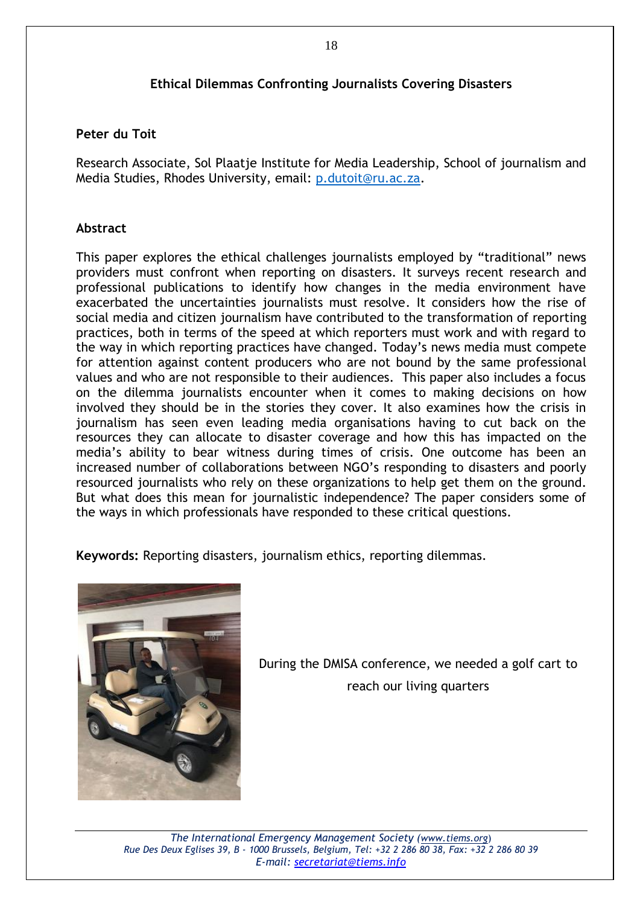## Ethical Dilemmas Confronting Journalists Covering Disasters

**Peter du Toit**

Research Associate, Sol Plaatje Institute for Media Leadership, School of journalism and Media Studies, Rhodes University, email: p.dutoit@ru.ac.za.

**Abstract**

This paper explores the ethical challenges journalists employed by "traditional" news providers must confront when reporting on disasters. It surveys recent research and professional publications to identify how changes in the media environment have exacerbated the uncertainties journalists must resolve. It considers how the rise of social media and citizen journalism have contributed to the transformation of reporting practices, both in terms of the speed at which reporters must work and with regard to the way in which reporting practices have changed. Today's news media must compete for attention against content producers who are not bound by the same professional values and who are not responsible to their audiences. This paper also includes a focus on the dilemma journalists encounter when it comes to making decisions on how involved they should be in the stories they cover. It also examines how the crisis in journalism has seen even leading media organisations having to cut back on the resources they can allocate to disaster coverage and how this has impacted on the media's ability to bear witness during times of crisis. One outcome has been an increased number of collaborations between NGO's responding to disasters and poorly resourced journalists who rely on these organizations to help get them on the ground. But what does this mean for journalistic independence? The paper considers some of the ways in which professionals have responded to these critical questions.

**Keywords:** Reporting disasters, journalism ethics, reporting dilemmas.

During the DMISA conference, we needed a golf cart to reach our living quarters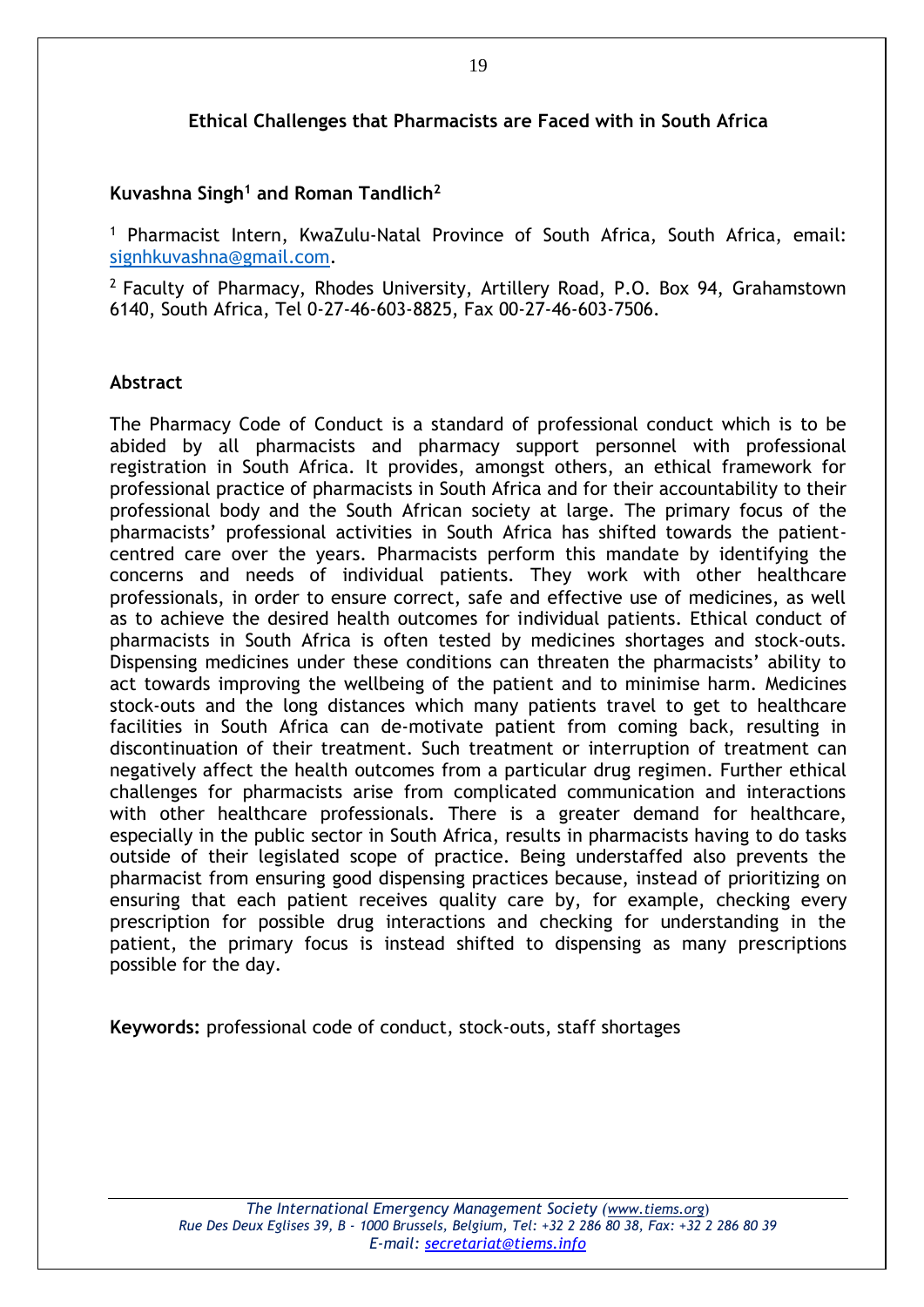## Ethical Challenges that Pharmacists are Faced with in South Africa

**Kuvashna Singh[1] and Roman Tandlich[2]**

[1] Pharmacist Intern, KwaZulu-Natal Province of South Africa, South Africa, email: signhkuvashna@gmail.com.

[2] Faculty of Pharmacy, Rhodes University, Artillery Road, P.O. Box 94, Grahamstown 6140, South Africa, Tel 0-27-46-603-8825, Fax 00-27-46-603-7506.

### Abstract

The Pharmacy Code of Conduct is a standard of professional conduct which is to be abided by all pharmacists and pharmacy support personnel with professional registration in South Africa. It provides, amongst others, an ethical framework for professional practice of pharmacists in South Africa and for their accountability to their professional body and the South African society at large. The primary focus of the pharmacists' professional activities in South Africa has shifted towards the patient-centred care over the years. Pharmacists perform this mandate by identifying the concerns and needs of individual patients. They work with other healthcare professionals, in order to ensure correct, safe and effective use of medicines, as well as to achieve the desired health outcomes for individual patients. Ethical conduct of pharmacists in South Africa is often tested by medicines shortages and stock-outs. Dispensing medicines under these conditions can threaten the pharmacists' ability to act towards improving the wellbeing of the patient and to minimise harm. Medicines stock-outs and the long distances which many patients travel to get to healthcare facilities in South Africa can de-motivate patient from coming back, resulting in discontinuation of their treatment. Such treatment or interruption of treatment can negatively affect the health outcomes from a particular drug regimen. Further ethical challenges for pharmacists arise from complicated communication and interactions with other healthcare professionals. There is a greater demand for healthcare, especially in the public sector in South Africa, results in pharmacists having to do tasks outside of their legislated scope of practice. Being understaffed also prevents the pharmacist from ensuring good dispensing practices because, instead of prioritizing on ensuring that each patient receives quality care by, for example, checking every prescription for possible drug interactions and checking for understanding in the patient, the primary focus is instead shifted to dispensing as many prescriptions possible for the day.

**Keywords:** professional code of conduct, stock-outs, staff shortages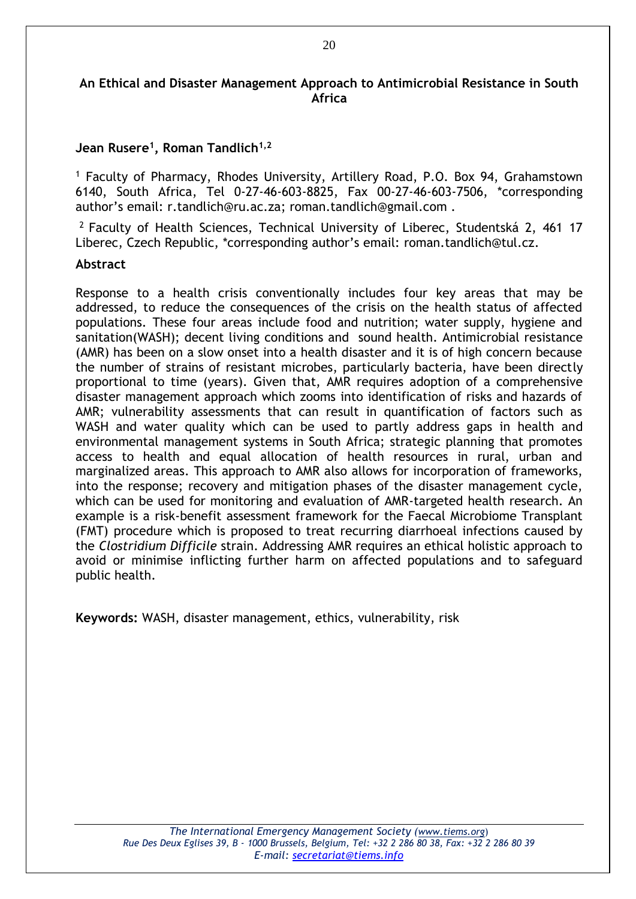# An Ethical and Disaster Management Approach to Antimicrobial Resistance in South Africa

**Jean Rusere[1], Roman Tandlich[1,2]**

[1] Faculty of Pharmacy, Rhodes University, Artillery Road, P.O. Box 94, Grahamstown 6140, South Africa, Tel 0-27-46-603-8825, Fax 00-27-46-603-7506, *corresponding author's email: r.tandlich@ru.ac.za; roman.tandlich@gmail.com .

[2] Faculty of Health Sciences, Technical University of Liberec, Studentská 2, 461 17 Liberec, Czech Republic, *corresponding author's email: roman.tandlich@tul.cz.

**Abstract**

Response to a health crisis conventionally includes four key areas that may be addressed, to reduce the consequences of the crisis on the health status of affected populations. These four areas include food and nutrition; water supply, hygiene and sanitation(WASH); decent living conditions and sound health. Antimicrobial resistance (AMR) has been on a slow onset into a health disaster and it is of high concern because the number of strains of resistant microbes, particularly bacteria, have been directly proportional to time (years). Given that, AMR requires adoption of a comprehensive disaster management approach which zooms into identification of risks and hazards of AMR; vulnerability assessments that can result in quantification of factors such as WASH and water quality which can be used to partly address gaps in health and environmental management systems in South Africa; strategic planning that promotes access to health and equal allocation of health resources in rural, urban and marginalized areas. This approach to AMR also allows for incorporation of frameworks, into the response; recovery and mitigation phases of the disaster management cycle, which can be used for monitoring and evaluation of AMR-targeted health research. An example is a risk-benefit assessment framework for the Faecal Microbiome Transplant (FMT) procedure which is proposed to treat recurring diarrhoeal infections caused by the *Clostridium Difficile* strain. Addressing AMR requires an ethical holistic approach to avoid or minimise inflicting further harm on affected populations and to safeguard public health.

**Keywords:** WASH, disaster management, ethics, vulnerability, risk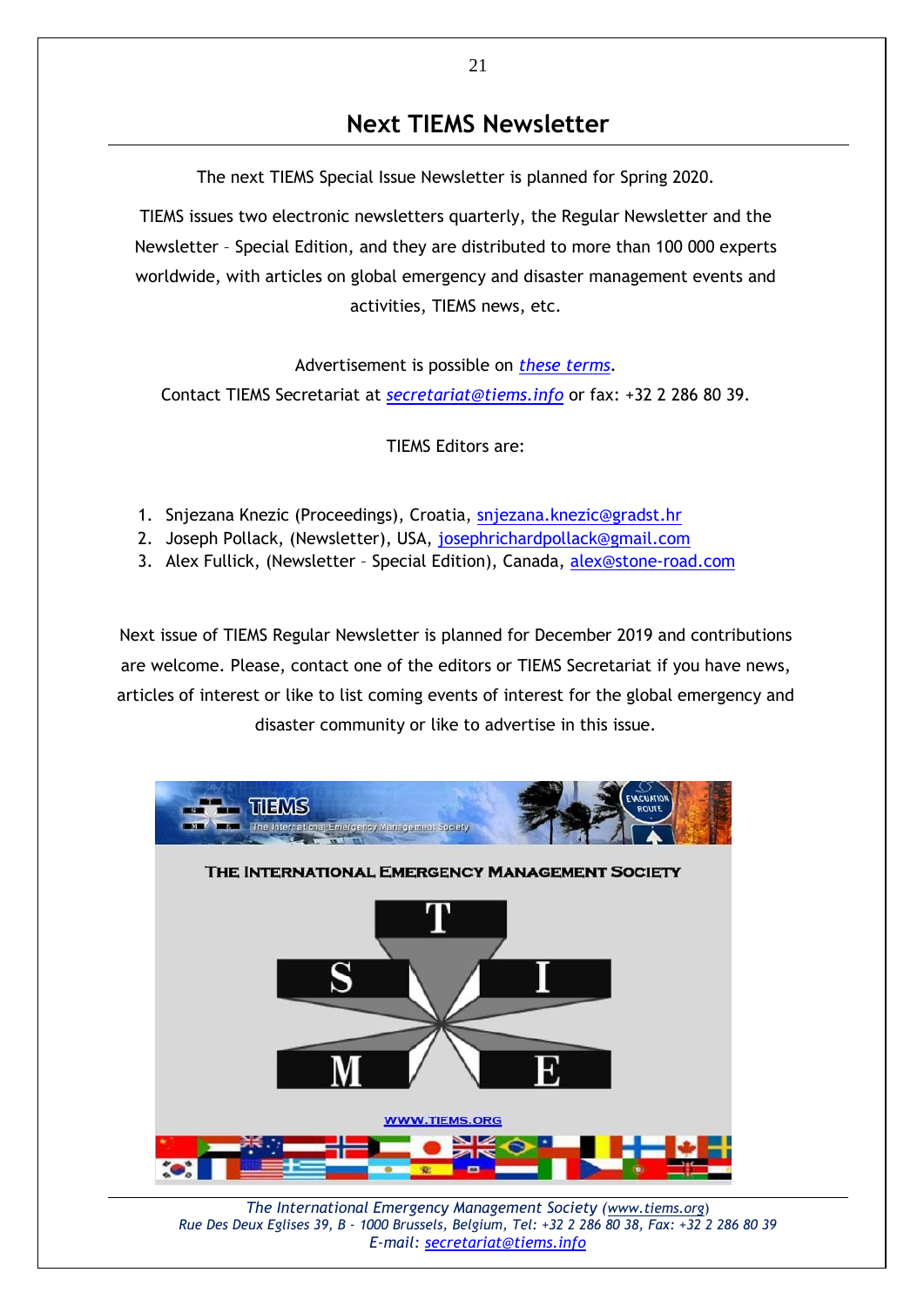# Next TIEMS Newsletter

The next TIEMS Special Issue Newsletter is planned for Spring 2020.

TIEMS issues two electronic newsletters quarterly, the Regular Newsletter and the Newsletter – Special Edition, and they are distributed to more than 100 000 experts worldwide, with articles on global emergency and disaster management events and activities, TIEMS news, etc.

Advertisement is possible on *these terms*.

Contact TIEMS Secretariat at *secretariat@tiems.info* or fax: +32 2 286 80 39.

TIEMS Editors are:

1. Snjezana Knezic (Proceedings), Croatia, snjezana.knezic@gradst.hr
2. Joseph Pollack, (Newsletter), USA, josephrichardpollack@gmail.com
3. Alex Fullick, (Newsletter – Special Edition), Canada, alex@stone-road.com

Next issue of TIEMS Regular Newsletter is planned for December 2019 and contributions are welcome. Please, contact one of the editors or TIEMS Secretariat if you have news, articles of interest or like to list coming events of interest for the global emergency and disaster community or like to advertise in this issue.

TIEMS
The International Emergency Management Society

THE INTERNATIONAL EMERGENCY MANAGEMENT SOCIETY

WWW.TIEMS.ORG

*The International Emergency Management Society (www.tiems.org)*
*Rue Des Deux Eglises 39, B - 1000 Brussels, Belgium, Tel: +32 2 286 80 38, Fax: +32 2 286 80 39*
*E-mail: secretariat@tiems.info*